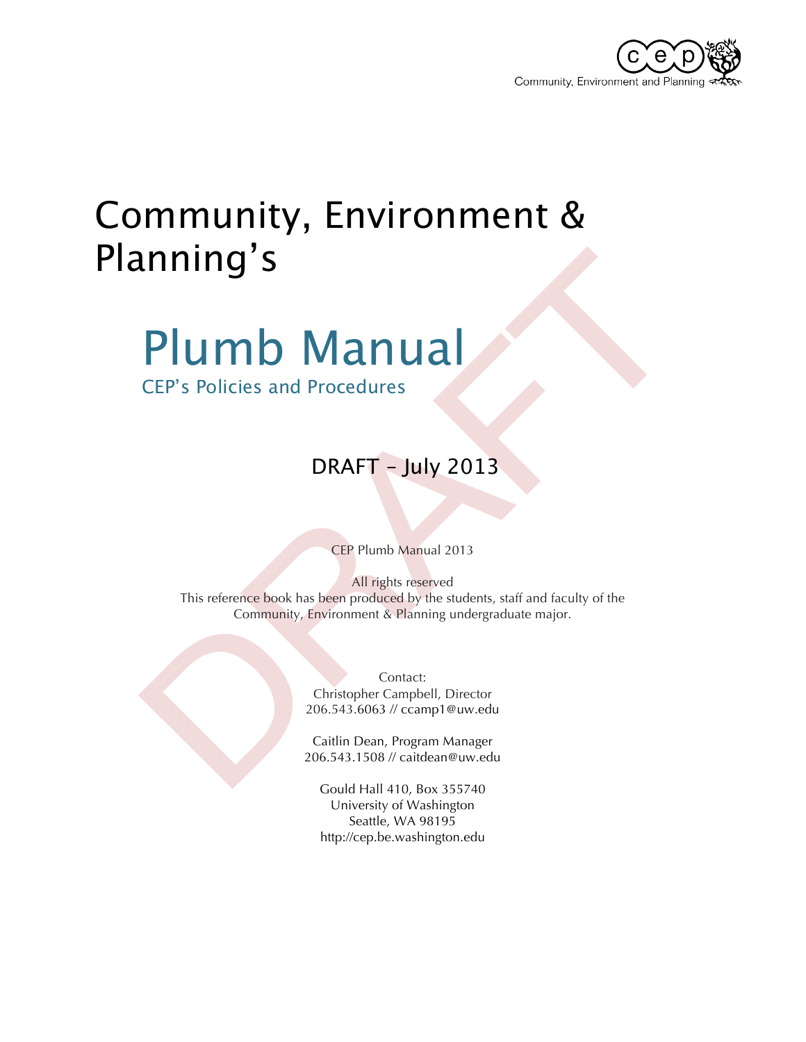Community, Environment and Planning

# Community, Environment & Planning's

## Plumb Manual

CEP's Policies and Procedures

DRAFT – July 2013

CEP Plumb Manual 2013

All rights reserved
This reference book has been produced by the students, staff and faculty of the Community, Environment & Planning undergraduate major.

Contact:
Christopher Campbell, Director
206.543.6063 // ccamp1@uw.edu

Caitlin Dean, Program Manager
206.543.1508 // caitdean@uw.edu

Gould Hall 410, Box 355740
University of Washington
Seattle, WA 98195
http://cep.be.washington.edu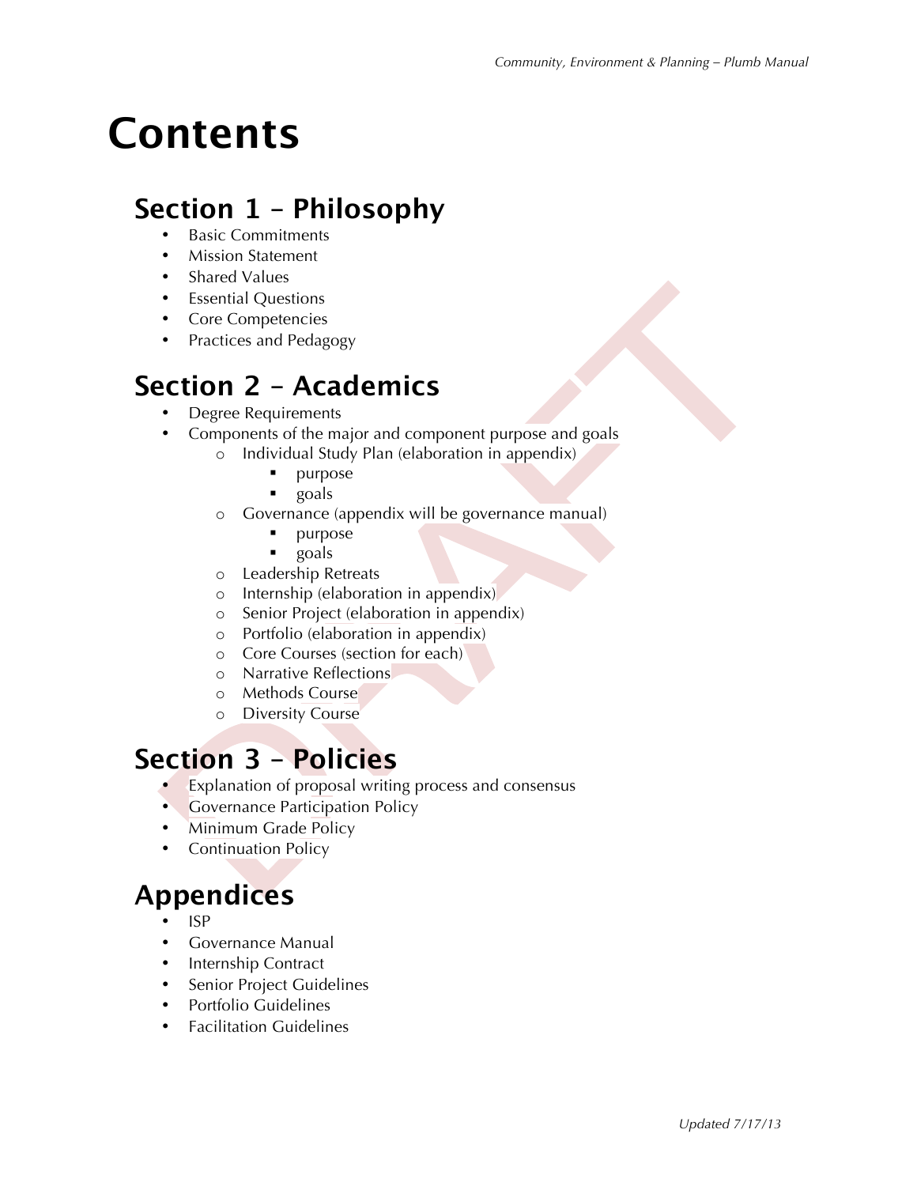# Contents

## Section 1 – Philosophy

- Basic Commitments
- Mission Statement
- Shared Values
- Essential Questions
- Core Competencies
- Practices and Pedagogy

## Section 2 – Academics

- Degree Requirements
- Components of the major and component purpose and goals
  - Individual Study Plan (elaboration in appendix)
    - purpose
    - goals
  - Governance (appendix will be governance manual)
    - purpose
    - goals
  - Leadership Retreats
  - Internship (elaboration in appendix)
  - Senior Project (elaboration in appendix)
  - Portfolio (elaboration in appendix)
  - Core Courses (section for each)
  - Narrative Reflections
  - Methods Course
  - Diversity Course

## Section 3 – Policies

- Explanation of proposal writing process and consensus
- Governance Participation Policy
- Minimum Grade Policy
- Continuation Policy

## Appendices

- ISP
- Governance Manual
- Internship Contract
- Senior Project Guidelines
- Portfolio Guidelines
- Facilitation Guidelines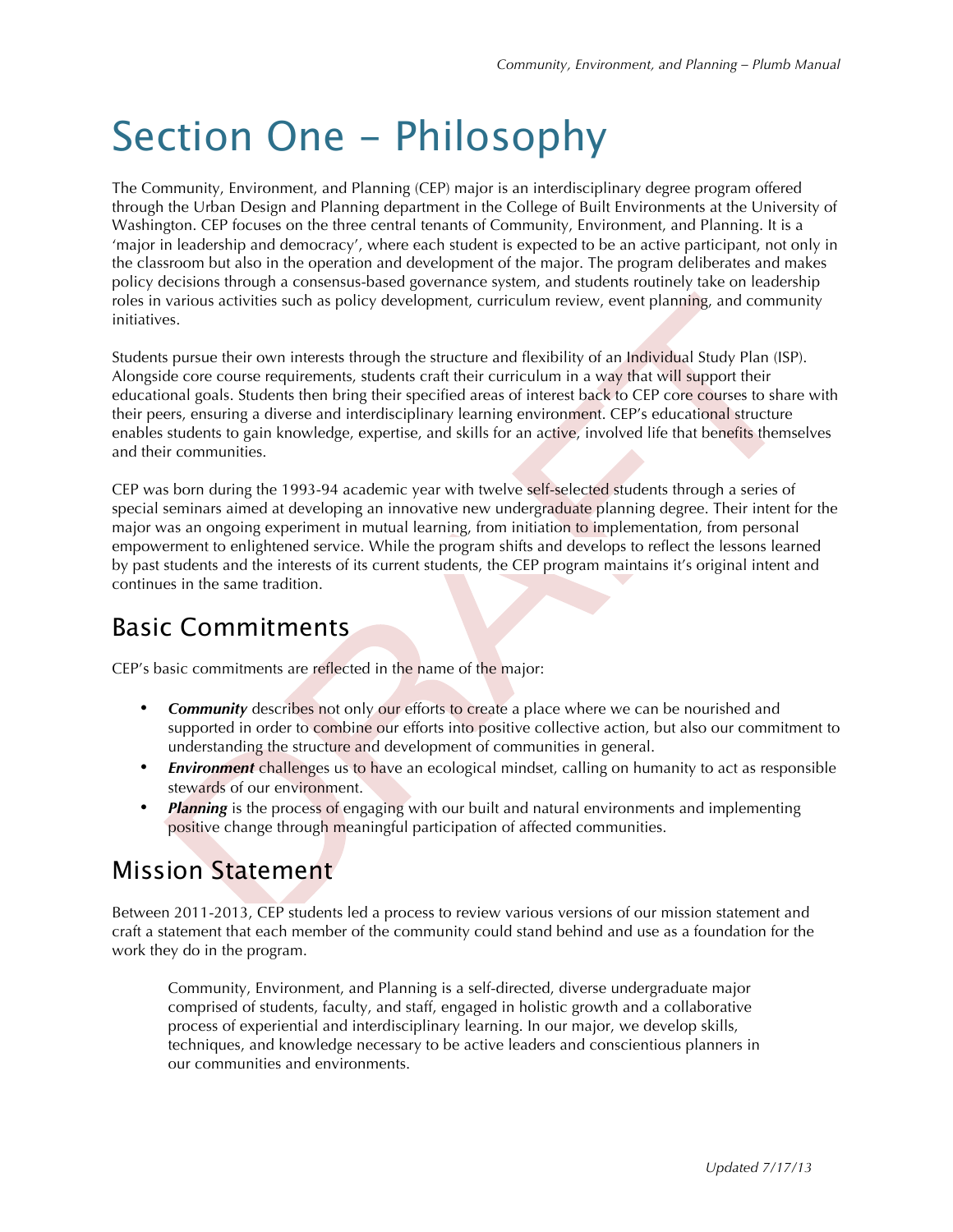# Section One – Philosophy

The Community, Environment, and Planning (CEP) major is an interdisciplinary degree program offered through the Urban Design and Planning department in the College of Built Environments at the University of Washington. CEP focuses on the three central tenants of Community, Environment, and Planning. It is a 'major in leadership and democracy', where each student is expected to be an active participant, not only in the classroom but also in the operation and development of the major. The program deliberates and makes policy decisions through a consensus-based governance system, and students routinely take on leadership roles in various activities such as policy development, curriculum review, event planning, and community initiatives.

Students pursue their own interests through the structure and flexibility of an Individual Study Plan (ISP). Alongside core course requirements, students craft their curriculum in a way that will support their educational goals. Students then bring their specified areas of interest back to CEP core courses to share with their peers, ensuring a diverse and interdisciplinary learning environment. CEP's educational structure enables students to gain knowledge, expertise, and skills for an active, involved life that benefits themselves and their communities.

CEP was born during the 1993-94 academic year with twelve self-selected students through a series of special seminars aimed at developing an innovative new undergraduate planning degree. Their intent for the major was an ongoing experiment in mutual learning, from initiation to implementation, from personal empowerment to enlightened service. While the program shifts and develops to reflect the lessons learned by past students and the interests of its current students, the CEP program maintains it's original intent and continues in the same tradition.

## Basic Commitments

CEP's basic commitments are reflected in the name of the major:

- ***Community*** describes not only our efforts to create a place where we can be nourished and supported in order to combine our efforts into positive collective action, but also our commitment to understanding the structure and development of communities in general.
- ***Environment*** challenges us to have an ecological mindset, calling on humanity to act as responsible stewards of our environment.
- ***Planning*** is the process of engaging with our built and natural environments and implementing positive change through meaningful participation of affected communities.

## Mission Statement

Between 2011-2013, CEP students led a process to review various versions of our mission statement and craft a statement that each member of the community could stand behind and use as a foundation for the work they do in the program.

> Community, Environment, and Planning is a self-directed, diverse undergraduate major comprised of students, faculty, and staff, engaged in holistic growth and a collaborative process of experiential and interdisciplinary learning. In our major, we develop skills, techniques, and knowledge necessary to be active leaders and conscientious planners in our communities and environments.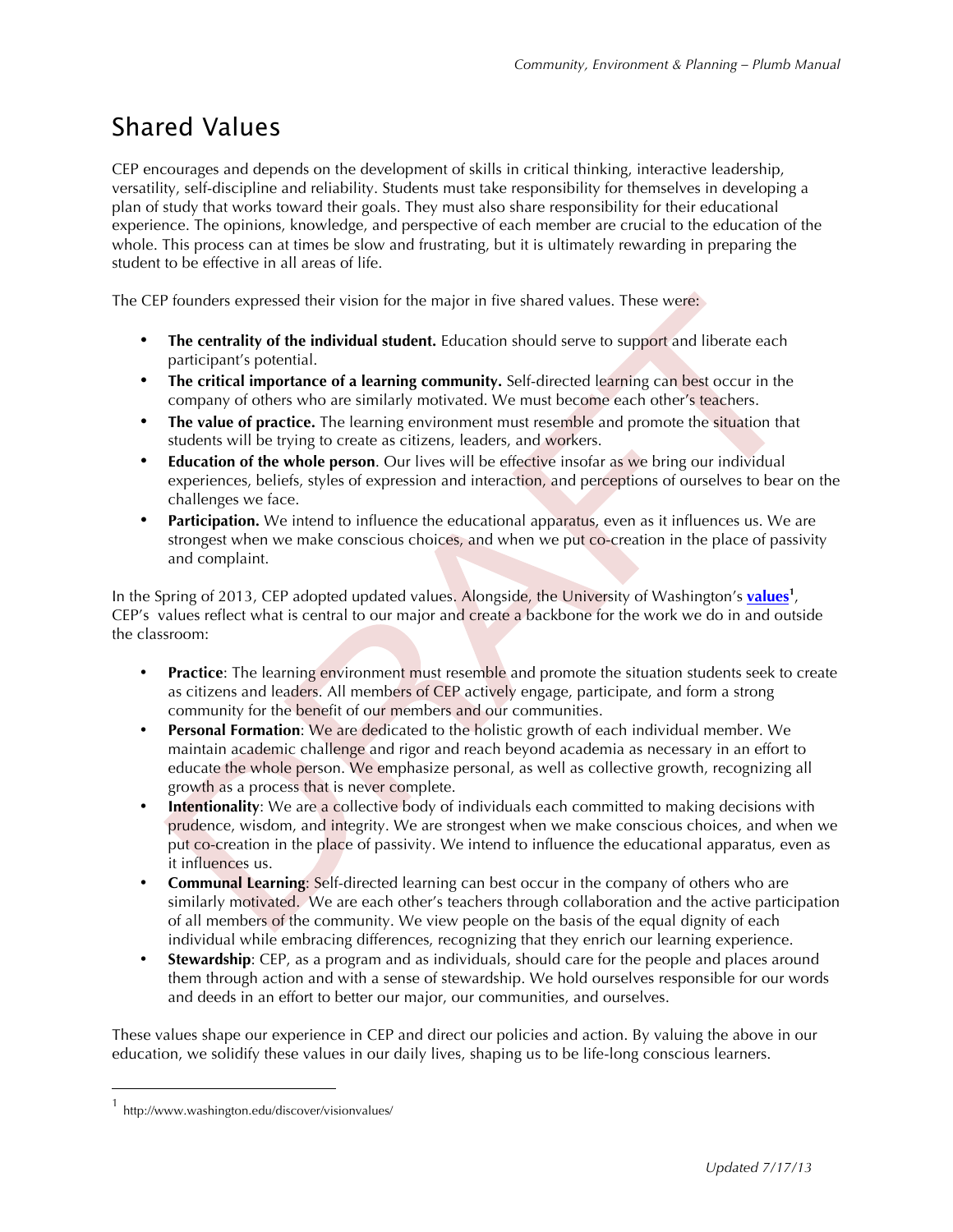# Shared Values

CEP encourages and depends on the development of skills in critical thinking, interactive leadership, versatility, self-discipline and reliability. Students must take responsibility for themselves in developing a plan of study that works toward their goals. They must also share responsibility for their educational experience. The opinions, knowledge, and perspective of each member are crucial to the education of the whole. This process can at times be slow and frustrating, but it is ultimately rewarding in preparing the student to be effective in all areas of life.

The CEP founders expressed their vision for the major in five shared values. These were:

- **The centrality of the individual student.** Education should serve to support and liberate each participant's potential.
- **The critical importance of a learning community.** Self-directed learning can best occur in the company of others who are similarly motivated. We must become each other's teachers.
- **The value of practice.** The learning environment must resemble and promote the situation that students will be trying to create as citizens, leaders, and workers.
- **Education of the whole person**. Our lives will be effective insofar as we bring our individual experiences, beliefs, styles of expression and interaction, and perceptions of ourselves to bear on the challenges we face.
- **Participation.** We intend to influence the educational apparatus, even as it influences us. We are strongest when we make conscious choices, and when we put co-creation in the place of passivity and complaint.

In the Spring of 2013, CEP adopted updated values. Alongside, the University of Washington's **values**[1], CEP's values reflect what is central to our major and create a backbone for the work we do in and outside the classroom:

- **Practice**: The learning environment must resemble and promote the situation students seek to create as citizens and leaders. All members of CEP actively engage, participate, and form a strong community for the benefit of our members and our communities.
- **Personal Formation**: We are dedicated to the holistic growth of each individual member. We maintain academic challenge and rigor and reach beyond academia as necessary in an effort to educate the whole person. We emphasize personal, as well as collective growth, recognizing all growth as a process that is never complete.
- **Intentionality**: We are a collective body of individuals each committed to making decisions with prudence, wisdom, and integrity. We are strongest when we make conscious choices, and when we put co-creation in the place of passivity. We intend to influence the educational apparatus, even as it influences us.
- **Communal Learning**: Self-directed learning can best occur in the company of others who are similarly motivated. We are each other's teachers through collaboration and the active participation of all members of the community. We view people on the basis of the equal dignity of each individual while embracing differences, recognizing that they enrich our learning experience.
- **Stewardship**: CEP, as a program and as individuals, should care for the people and places around them through action and with a sense of stewardship. We hold ourselves responsible for our words and deeds in an effort to better our major, our communities, and ourselves.

These values shape our experience in CEP and direct our policies and action. By valuing the above in our education, we solidify these values in our daily lives, shaping us to be life-long conscious learners.

[1] http://www.washington.edu/discover/visionvalues/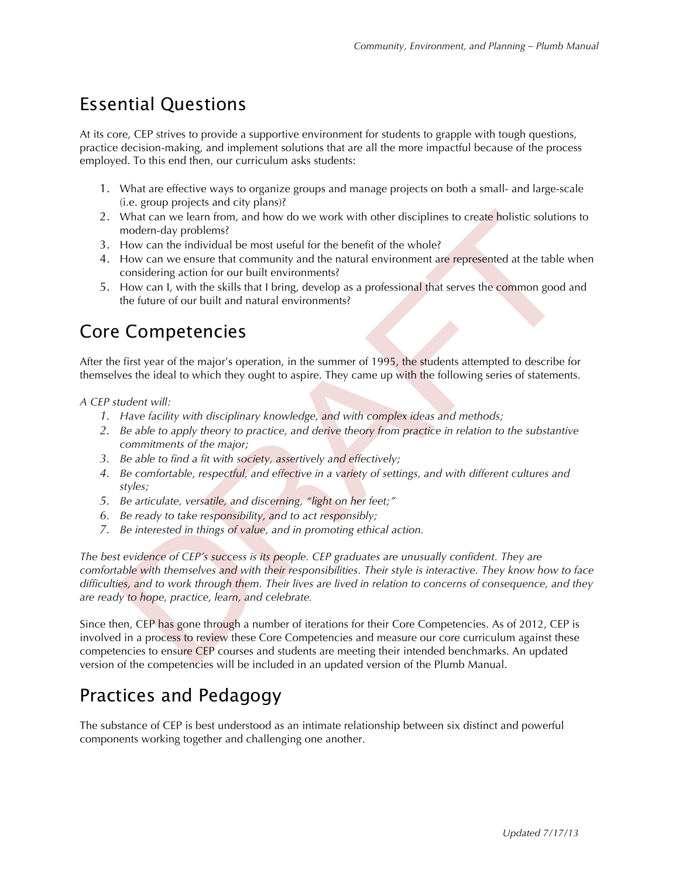## Essential Questions

At its core, CEP strives to provide a supportive environment for students to grapple with tough questions, practice decision-making, and implement solutions that are all the more impactful because of the process employed. To this end then, our curriculum asks students:

1. What are effective ways to organize groups and manage projects on both a small- and large-scale (i.e. group projects and city plans)?
2. What can we learn from, and how do we work with other disciplines to create holistic solutions to modern-day problems?
3. How can the individual be most useful for the benefit of the whole?
4. How can we ensure that community and the natural environment are represented at the table when considering action for our built environments?
5. How can I, with the skills that I bring, develop as a professional that serves the common good and the future of our built and natural environments?

## Core Competencies

After the first year of the major's operation, in the summer of 1995, the students attempted to describe for themselves the ideal to which they ought to aspire. They came up with the following series of statements.

*A CEP student will:*

1. *Have facility with disciplinary knowledge, and with complex ideas and methods;*
2. *Be able to apply theory to practice, and derive theory from practice in relation to the substantive commitments of the major;*
3. *Be able to find a fit with society, assertively and effectively;*
4. *Be comfortable, respectful, and effective in a variety of settings, and with different cultures and styles;*
5. *Be articulate, versatile, and discerning, "light on her feet;"*
6. *Be ready to take responsibility, and to act responsibly;*
7. *Be interested in things of value, and in promoting ethical action.*

*The best evidence of CEP's success is its people. CEP graduates are unusually confident. They are comfortable with themselves and with their responsibilities. Their style is interactive. They know how to face difficulties, and to work through them. Their lives are lived in relation to concerns of consequence, and they are ready to hope, practice, learn, and celebrate.*

Since then, CEP has gone through a number of iterations for their Core Competencies. As of 2012, CEP is involved in a process to review these Core Competencies and measure our core curriculum against these competencies to ensure CEP courses and students are meeting their intended benchmarks. An updated version of the competencies will be included in an updated version of the Plumb Manual.

## Practices and Pedagogy

The substance of CEP is best understood as an intimate relationship between six distinct and powerful components working together and challenging one another.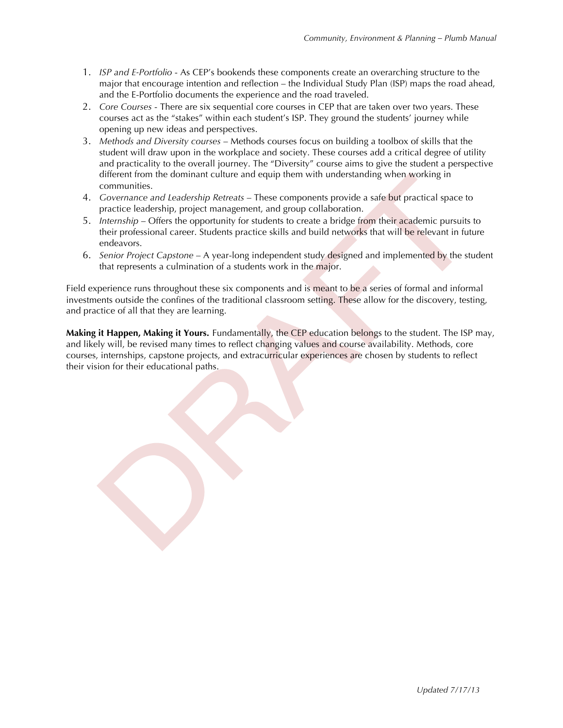1. *ISP and E-Portfolio* - As CEP's bookends these components create an overarching structure to the major that encourage intention and reflection – the Individual Study Plan (ISP) maps the road ahead, and the E-Portfolio documents the experience and the road traveled.
2. *Core Courses* - There are six sequential core courses in CEP that are taken over two years. These courses act as the "stakes" within each student's ISP. They ground the students' journey while opening up new ideas and perspectives.
3. *Methods and Diversity courses* – Methods courses focus on building a toolbox of skills that the student will draw upon in the workplace and society. These courses add a critical degree of utility and practicality to the overall journey. The "Diversity" course aims to give the student a perspective different from the dominant culture and equip them with understanding when working in communities.
4. *Governance and Leadership Retreats* – These components provide a safe but practical space to practice leadership, project management, and group collaboration.
5. *Internship* – Offers the opportunity for students to create a bridge from their academic pursuits to their professional career. Students practice skills and build networks that will be relevant in future endeavors.
6. *Senior Project Capstone* – A year-long independent study designed and implemented by the student that represents a culmination of a students work in the major.

Field experience runs throughout these six components and is meant to be a series of formal and informal investments outside the confines of the traditional classroom setting. These allow for the discovery, testing, and practice of all that they are learning.

**Making it Happen, Making it Yours.** Fundamentally, the CEP education belongs to the student. The ISP may, and likely will, be revised many times to reflect changing values and course availability. Methods, core courses, internships, capstone projects, and extracurricular experiences are chosen by students to reflect their vision for their educational paths.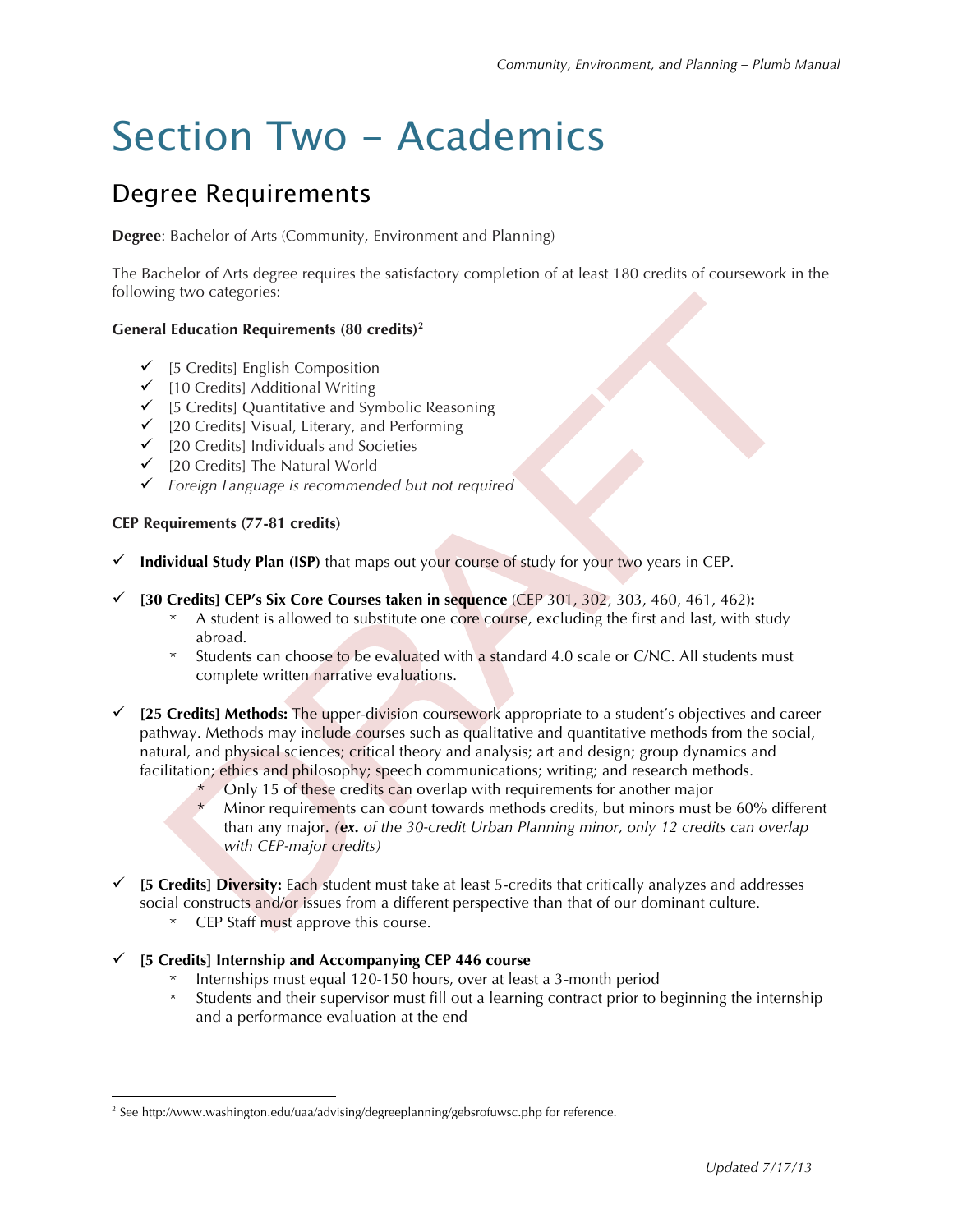# Section Two – Academics

## Degree Requirements

**Degree**: Bachelor of Arts (Community, Environment and Planning)

The Bachelor of Arts degree requires the satisfactory completion of at least 180 credits of coursework in the following two categories:

**General Education Requirements (80 credits)**[2]

- ✓ [5 Credits] English Composition
- ✓ [10 Credits] Additional Writing
- ✓ [5 Credits] Quantitative and Symbolic Reasoning
- ✓ [20 Credits] Visual, Literary, and Performing
- ✓ [20 Credits] Individuals and Societies
- ✓ [20 Credits] The Natural World
- ✓ *Foreign Language is recommended but not required*

**CEP Requirements (77-81 credits)**

- ✓ **Individual Study Plan (ISP)** that maps out your course of study for your two years in CEP.
- ✓ **[30 Credits] CEP's Six Core Courses taken in sequence** (CEP 301, 302, 303, 460, 461, 462)**:**
  - * A student is allowed to substitute one core course, excluding the first and last, with study abroad.
  - * Students can choose to be evaluated with a standard 4.0 scale or C/NC. All students must complete written narrative evaluations.
- ✓ **[25 Credits] Methods:** The upper-division coursework appropriate to a student's objectives and career pathway. Methods may include courses such as qualitative and quantitative methods from the social, natural, and physical sciences; critical theory and analysis; art and design; group dynamics and facilitation; ethics and philosophy; speech communications; writing; and research methods.
  - * Only 15 of these credits can overlap with requirements for another major
  - * Minor requirements can count towards methods credits, but minors must be 60% different than any major. *(**ex.** of the 30-credit Urban Planning minor, only 12 credits can overlap with CEP-major credits)*
- ✓ **[5 Credits] Diversity:** Each student must take at least 5-credits that critically analyzes and addresses social constructs and/or issues from a different perspective than that of our dominant culture.
  - * CEP Staff must approve this course.
- ✓ **[5 Credits] Internship and Accompanying CEP 446 course**
  - * Internships must equal 120-150 hours, over at least a 3-month period
  - * Students and their supervisor must fill out a learning contract prior to beginning the internship and a performance evaluation at the end

---

[2] See http://www.washington.edu/uaa/advising/degreeplanning/gebsrofuwsc.php for reference.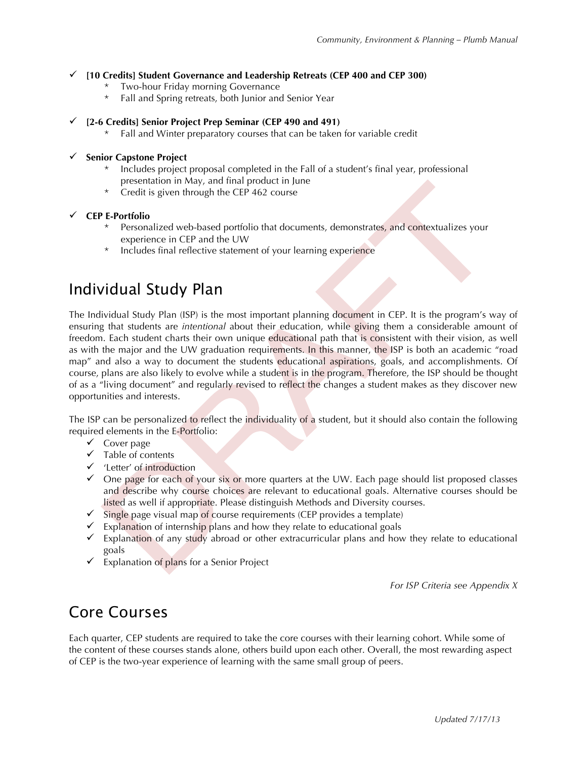- ✓ **[10 Credits] Student Governance and Leadership Retreats (CEP 400 and CEP 300)**
  - Two-hour Friday morning Governance
  - Fall and Spring retreats, both Junior and Senior Year

- ✓ **[2-6 Credits] Senior Project Prep Seminar (CEP 490 and 491)**
  - Fall and Winter preparatory courses that can be taken for variable credit

- ✓ **Senior Capstone Project**
  - Includes project proposal completed in the Fall of a student's final year, professional presentation in May, and final product in June
  - Credit is given through the CEP 462 course

- ✓ **CEP E-Portfolio**
  - Personalized web-based portfolio that documents, demonstrates, and contextualizes your experience in CEP and the UW
  - Includes final reflective statement of your learning experience

## Individual Study Plan

The Individual Study Plan (ISP) is the most important planning document in CEP. It is the program's way of ensuring that students are *intentional* about their education, while giving them a considerable amount of freedom. Each student charts their own unique educational path that is consistent with their vision, as well as with the major and the UW graduation requirements. In this manner, the ISP is both an academic "road map" and also a way to document the students educational aspirations, goals, and accomplishments. Of course, plans are also likely to evolve while a student is in the program. Therefore, the ISP should be thought of as a "living document" and regularly revised to reflect the changes a student makes as they discover new opportunities and interests.

The ISP can be personalized to reflect the individuality of a student, but it should also contain the following required elements in the E-Portfolio:

- ✓ Cover page
- ✓ Table of contents
- ✓ 'Letter' of introduction
- ✓ One page for each of your six or more quarters at the UW. Each page should list proposed classes and describe why course choices are relevant to educational goals. Alternative courses should be listed as well if appropriate. Please distinguish Methods and Diversity courses.
- ✓ Single page visual map of course requirements (CEP provides a template)
- ✓ Explanation of internship plans and how they relate to educational goals
- ✓ Explanation of any study abroad or other extracurricular plans and how they relate to educational goals
- ✓ Explanation of plans for a Senior Project

*For ISP Criteria see Appendix X*

## Core Courses

Each quarter, CEP students are required to take the core courses with their learning cohort. While some of the content of these courses stands alone, others build upon each other. Overall, the most rewarding aspect of CEP is the two-year experience of learning with the same small group of peers.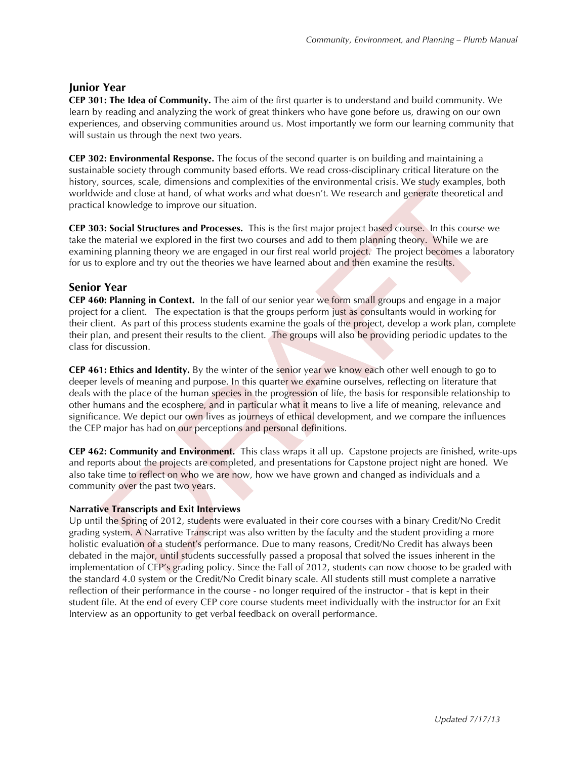## Junior Year

**CEP 301: The Idea of Community.** The aim of the first quarter is to understand and build community. We learn by reading and analyzing the work of great thinkers who have gone before us, drawing on our own experiences, and observing communities around us. Most importantly we form our learning community that will sustain us through the next two years.

**CEP 302: Environmental Response.** The focus of the second quarter is on building and maintaining a sustainable society through community based efforts. We read cross-disciplinary critical literature on the history, sources, scale, dimensions and complexities of the environmental crisis. We study examples, both worldwide and close at hand, of what works and what doesn't. We research and generate theoretical and practical knowledge to improve our situation.

**CEP 303: Social Structures and Processes.** This is the first major project based course. In this course we take the material we explored in the first two courses and add to them planning theory. While we are examining planning theory we are engaged in our first real world project. The project becomes a laboratory for us to explore and try out the theories we have learned about and then examine the results.

## Senior Year

**CEP 460: Planning in Context.** In the fall of our senior year we form small groups and engage in a major project for a client. The expectation is that the groups perform just as consultants would in working for their client. As part of this process students examine the goals of the project, develop a work plan, complete their plan, and present their results to the client. The groups will also be providing periodic updates to the class for discussion.

**CEP 461: Ethics and Identity.** By the winter of the senior year we know each other well enough to go to deeper levels of meaning and purpose. In this quarter we examine ourselves, reflecting on literature that deals with the place of the human species in the progression of life, the basis for responsible relationship to other humans and the ecosphere, and in particular what it means to live a life of meaning, relevance and significance. We depict our own lives as journeys of ethical development, and we compare the influences the CEP major has had on our perceptions and personal definitions.

**CEP 462: Community and Environment.** This class wraps it all up. Capstone projects are finished, write-ups and reports about the projects are completed, and presentations for Capstone project night are honed. We also take time to reflect on who we are now, how we have grown and changed as individuals and a community over the past two years.

#### Narrative Transcripts and Exit Interviews

Up until the Spring of 2012, students were evaluated in their core courses with a binary Credit/No Credit grading system. A Narrative Transcript was also written by the faculty and the student providing a more holistic evaluation of a student's performance. Due to many reasons, Credit/No Credit has always been debated in the major, until students successfully passed a proposal that solved the issues inherent in the implementation of CEP's grading policy. Since the Fall of 2012, students can now choose to be graded with the standard 4.0 system or the Credit/No Credit binary scale. All students still must complete a narrative reflection of their performance in the course - no longer required of the instructor - that is kept in their student file. At the end of every CEP core course students meet individually with the instructor for an Exit Interview as an opportunity to get verbal feedback on overall performance.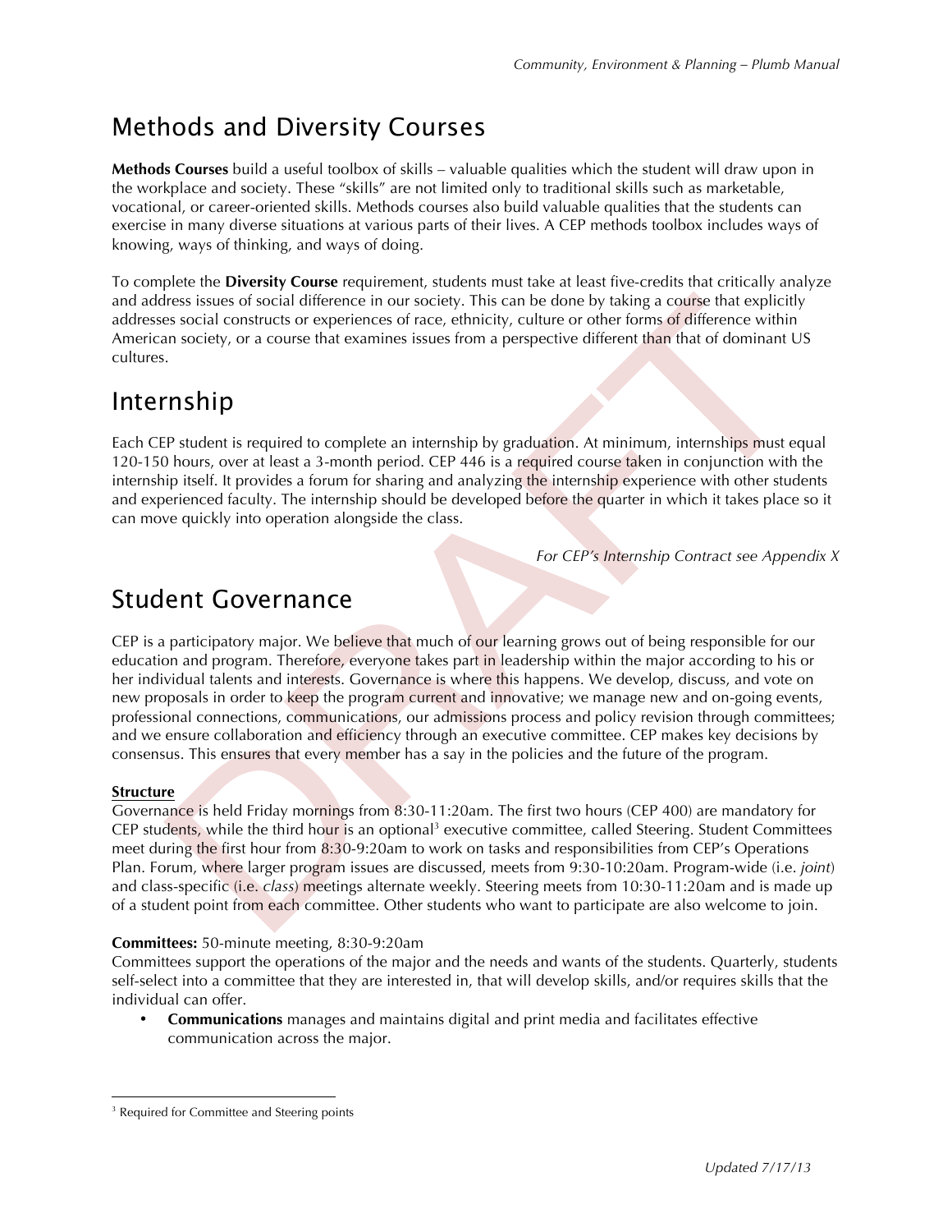## Methods and Diversity Courses

**Methods Courses** build a useful toolbox of skills – valuable qualities which the student will draw upon in the workplace and society. These "skills" are not limited only to traditional skills such as marketable, vocational, or career-oriented skills. Methods courses also build valuable qualities that the students can exercise in many diverse situations at various parts of their lives. A CEP methods toolbox includes ways of knowing, ways of thinking, and ways of doing.

To complete the **Diversity Course** requirement, students must take at least five-credits that critically analyze and address issues of social difference in our society. This can be done by taking a course that explicitly addresses social constructs or experiences of race, ethnicity, culture or other forms of difference within American society, or a course that examines issues from a perspective different than that of dominant US cultures.

## Internship

Each CEP student is required to complete an internship by graduation. At minimum, internships must equal 120-150 hours, over at least a 3-month period. CEP 446 is a required course taken in conjunction with the internship itself. It provides a forum for sharing and analyzing the internship experience with other students and experienced faculty. The internship should be developed before the quarter in which it takes place so it can move quickly into operation alongside the class.

*For CEP's Internship Contract see Appendix X*

## Student Governance

CEP is a participatory major. We believe that much of our learning grows out of being responsible for our education and program. Therefore, everyone takes part in leadership within the major according to his or her individual talents and interests. Governance is where this happens. We develop, discuss, and vote on new proposals in order to keep the program current and innovative; we manage new and on-going events, professional connections, communications, our admissions process and policy revision through committees; and we ensure collaboration and efficiency through an executive committee. CEP makes key decisions by consensus. This ensures that every member has a say in the policies and the future of the program.

**Structure**

Governance is held Friday mornings from 8:30-11:20am. The first two hours (CEP 400) are mandatory for CEP students, while the third hour is an optional[3] executive committee, called Steering. Student Committees meet during the first hour from 8:30-9:20am to work on tasks and responsibilities from CEP's Operations Plan. Forum, where larger program issues are discussed, meets from 9:30-10:20am. Program-wide (i.e. *joint*) and class-specific (i.e. *class*) meetings alternate weekly. Steering meets from 10:30-11:20am and is made up of a student point from each committee. Other students who want to participate are also welcome to join.

**Committees:** 50-minute meeting, 8:30-9:20am

Committees support the operations of the major and the needs and wants of the students. Quarterly, students self-select into a committee that they are interested in, that will develop skills, and/or requires skills that the individual can offer.

- **Communications** manages and maintains digital and print media and facilitates effective communication across the major.

[3] Required for Committee and Steering points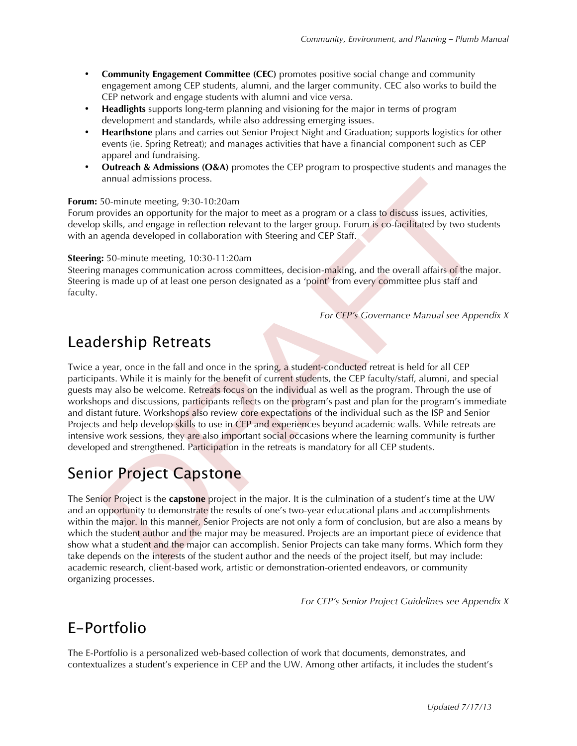- **Community Engagement Committee (CEC)** promotes positive social change and community engagement among CEP students, alumni, and the larger community. CEC also works to build the CEP network and engage students with alumni and vice versa.
- **Headlights** supports long-term planning and visioning for the major in terms of program development and standards, while also addressing emerging issues.
- **Hearthstone** plans and carries out Senior Project Night and Graduation; supports logistics for other events (ie. Spring Retreat); and manages activities that have a financial component such as CEP apparel and fundraising.
- **Outreach & Admissions (O&A)** promotes the CEP program to prospective students and manages the annual admissions process.

**Forum:** 50-minute meeting, 9:30-10:20am
Forum provides an opportunity for the major to meet as a program or a class to discuss issues, activities, develop skills, and engage in reflection relevant to the larger group. Forum is co-facilitated by two students with an agenda developed in collaboration with Steering and CEP Staff.

**Steering:** 50-minute meeting, 10:30-11:20am
Steering manages communication across committees, decision-making, and the overall affairs of the major. Steering is made up of at least one person designated as a 'point' from every committee plus staff and faculty.

*For CEP's Governance Manual see Appendix X*

## Leadership Retreats

Twice a year, once in the fall and once in the spring, a student-conducted retreat is held for all CEP participants. While it is mainly for the benefit of current students, the CEP faculty/staff, alumni, and special guests may also be welcome. Retreats focus on the individual as well as the program. Through the use of workshops and discussions, participants reflects on the program's past and plan for the program's immediate and distant future. Workshops also review core expectations of the individual such as the ISP and Senior Projects and help develop skills to use in CEP and experiences beyond academic walls. While retreats are intensive work sessions, they are also important social occasions where the learning community is further developed and strengthened. Participation in the retreats is mandatory for all CEP students.

## Senior Project Capstone

The Senior Project is the **capstone** project in the major. It is the culmination of a student's time at the UW and an opportunity to demonstrate the results of one's two-year educational plans and accomplishments within the major. In this manner, Senior Projects are not only a form of conclusion, but are also a means by which the student author and the major may be measured. Projects are an important piece of evidence that show what a student and the major can accomplish. Senior Projects can take many forms. Which form they take depends on the interests of the student author and the needs of the project itself, but may include: academic research, client-based work, artistic or demonstration-oriented endeavors, or community organizing processes.

*For CEP's Senior Project Guidelines see Appendix X*

## E-Portfolio

The E-Portfolio is a personalized web-based collection of work that documents, demonstrates, and contextualizes a student's experience in CEP and the UW. Among other artifacts, it includes the student's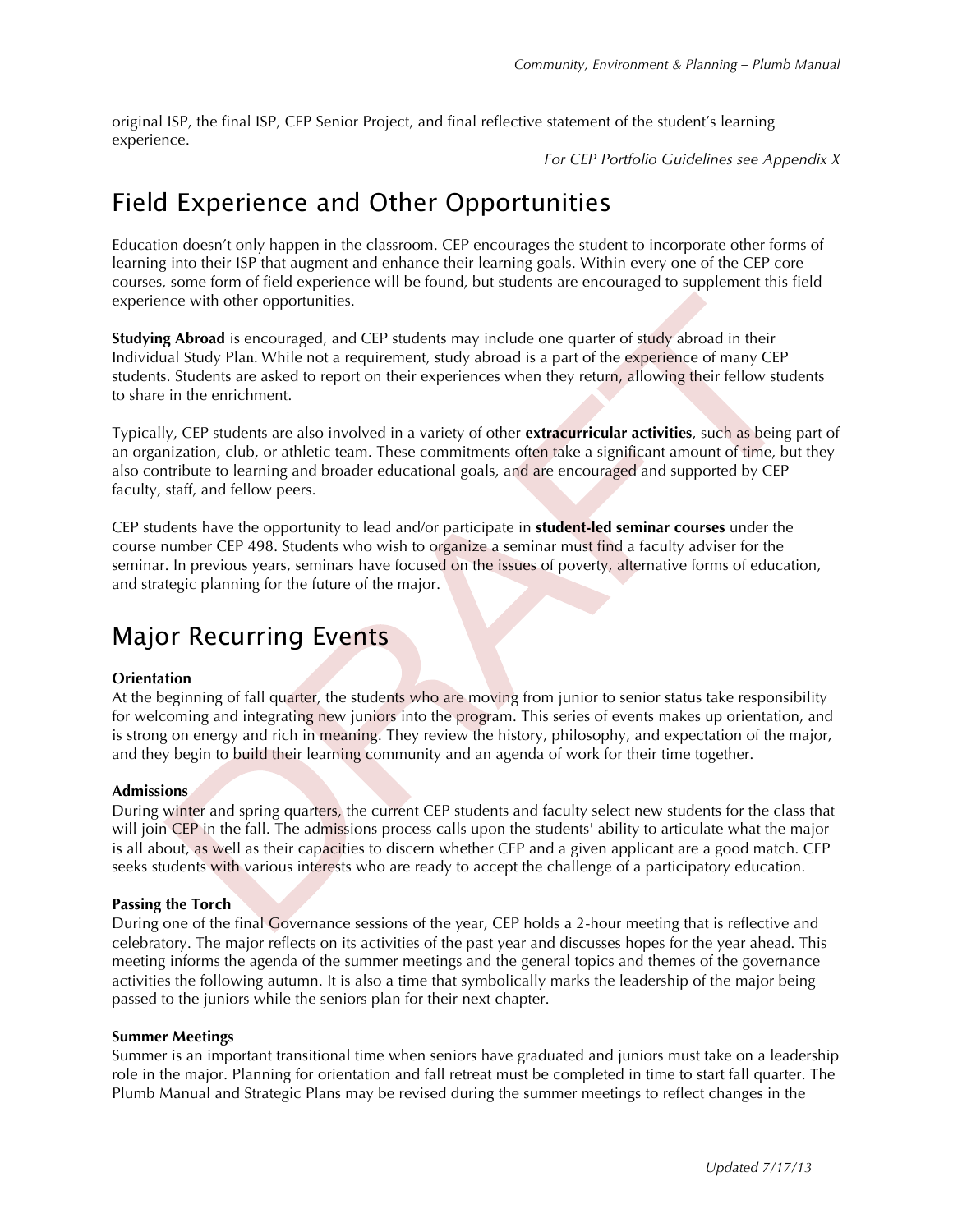original ISP, the final ISP, CEP Senior Project, and final reflective statement of the student's learning experience.

*For CEP Portfolio Guidelines see Appendix X*

# Field Experience and Other Opportunities

Education doesn't only happen in the classroom. CEP encourages the student to incorporate other forms of learning into their ISP that augment and enhance their learning goals. Within every one of the CEP core courses, some form of field experience will be found, but students are encouraged to supplement this field experience with other opportunities.

**Studying Abroad** is encouraged, and CEP students may include one quarter of study abroad in their Individual Study Plan. While not a requirement, study abroad is a part of the experience of many CEP students. Students are asked to report on their experiences when they return, allowing their fellow students to share in the enrichment.

Typically, CEP students are also involved in a variety of other **extracurricular activities**, such as being part of an organization, club, or athletic team. These commitments often take a significant amount of time, but they also contribute to learning and broader educational goals, and are encouraged and supported by CEP faculty, staff, and fellow peers.

CEP students have the opportunity to lead and/or participate in **student-led seminar courses** under the course number CEP 498. Students who wish to organize a seminar must find a faculty adviser for the seminar. In previous years, seminars have focused on the issues of poverty, alternative forms of education, and strategic planning for the future of the major.

# Major Recurring Events

**Orientation**

At the beginning of fall quarter, the students who are moving from junior to senior status take responsibility for welcoming and integrating new juniors into the program. This series of events makes up orientation, and is strong on energy and rich in meaning. They review the history, philosophy, and expectation of the major, and they begin to build their learning community and an agenda of work for their time together.

**Admissions**

During winter and spring quarters, the current CEP students and faculty select new students for the class that will join CEP in the fall. The admissions process calls upon the students' ability to articulate what the major is all about, as well as their capacities to discern whether CEP and a given applicant are a good match. CEP seeks students with various interests who are ready to accept the challenge of a participatory education.

**Passing the Torch**

During one of the final Governance sessions of the year, CEP holds a 2-hour meeting that is reflective and celebratory. The major reflects on its activities of the past year and discusses hopes for the year ahead. This meeting informs the agenda of the summer meetings and the general topics and themes of the governance activities the following autumn. It is also a time that symbolically marks the leadership of the major being passed to the juniors while the seniors plan for their next chapter.

**Summer Meetings**

Summer is an important transitional time when seniors have graduated and juniors must take on a leadership role in the major. Planning for orientation and fall retreat must be completed in time to start fall quarter. The Plumb Manual and Strategic Plans may be revised during the summer meetings to reflect changes in the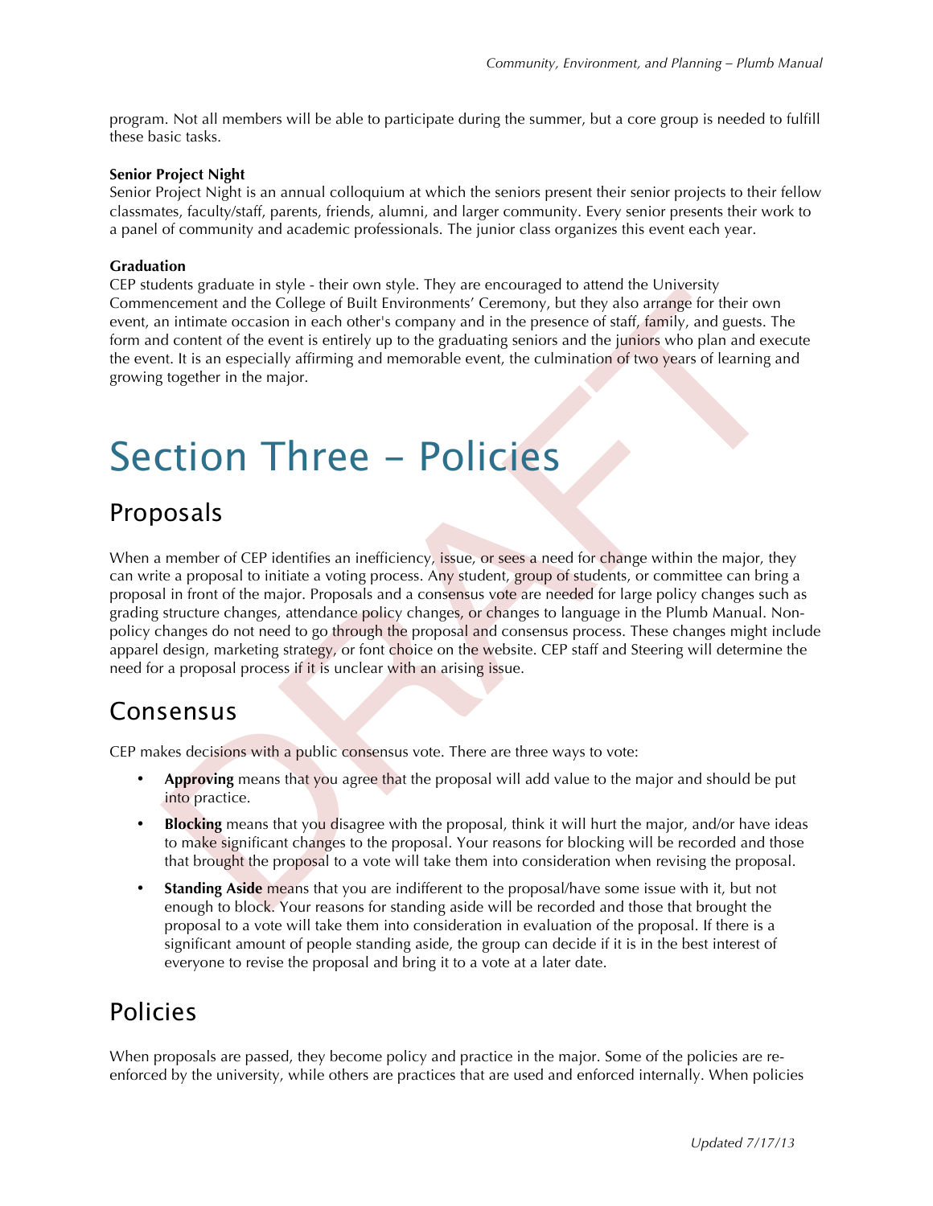program. Not all members will be able to participate during the summer, but a core group is needed to fulfill these basic tasks.

**Senior Project Night**

Senior Project Night is an annual colloquium at which the seniors present their senior projects to their fellow classmates, faculty/staff, parents, friends, alumni, and larger community. Every senior presents their work to a panel of community and academic professionals. The junior class organizes this event each year.

**Graduation**

CEP students graduate in style - their own style. They are encouraged to attend the University Commencement and the College of Built Environments' Ceremony, but they also arrange for their own event, an intimate occasion in each other's company and in the presence of staff, family, and guests. The form and content of the event is entirely up to the graduating seniors and the juniors who plan and execute the event. It is an especially affirming and memorable event, the culmination of two years of learning and growing together in the major.

# Section Three – Policies

## Proposals

When a member of CEP identifies an inefficiency, issue, or sees a need for change within the major, they can write a proposal to initiate a voting process. Any student, group of students, or committee can bring a proposal in front of the major. Proposals and a consensus vote are needed for large policy changes such as grading structure changes, attendance policy changes, or changes to language in the Plumb Manual. Non-policy changes do not need to go through the proposal and consensus process. These changes might include apparel design, marketing strategy, or font choice on the website. CEP staff and Steering will determine the need for a proposal process if it is unclear with an arising issue.

## Consensus

CEP makes decisions with a public consensus vote. There are three ways to vote:

- **Approving** means that you agree that the proposal will add value to the major and should be put into practice.
- **Blocking** means that you disagree with the proposal, think it will hurt the major, and/or have ideas to make significant changes to the proposal. Your reasons for blocking will be recorded and those that brought the proposal to a vote will take them into consideration when revising the proposal.
- **Standing Aside** means that you are indifferent to the proposal/have some issue with it, but not enough to block. Your reasons for standing aside will be recorded and those that brought the proposal to a vote will take them into consideration in evaluation of the proposal. If there is a significant amount of people standing aside, the group can decide if it is in the best interest of everyone to revise the proposal and bring it to a vote at a later date.

## Policies

When proposals are passed, they become policy and practice in the major. Some of the policies are re-enforced by the university, while others are practices that are used and enforced internally. When policies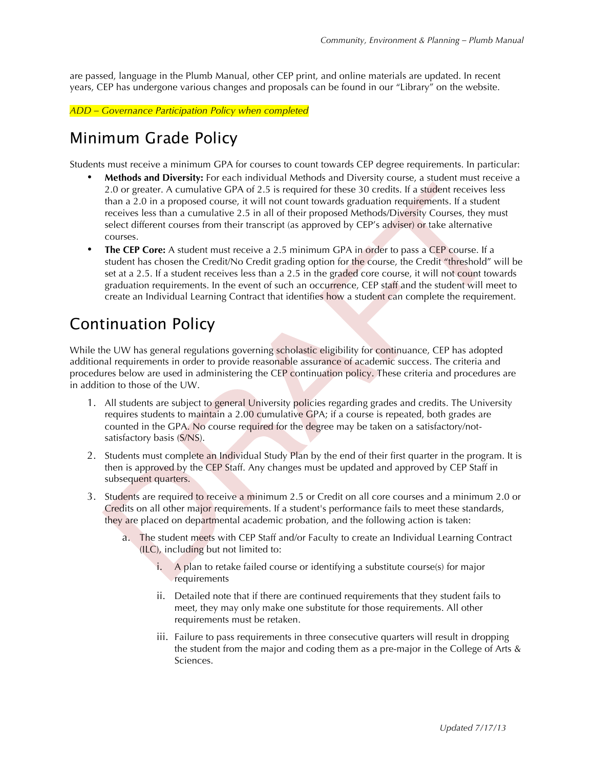are passed, language in the Plumb Manual, other CEP print, and online materials are updated. In recent years, CEP has undergone various changes and proposals can be found in our "Library" on the website.

*ADD – Governance Participation Policy when completed*

## Minimum Grade Policy

Students must receive a minimum GPA for courses to count towards CEP degree requirements. In particular:

- **Methods and Diversity:** For each individual Methods and Diversity course, a student must receive a 2.0 or greater. A cumulative GPA of 2.5 is required for these 30 credits. If a student receives less than a 2.0 in a proposed course, it will not count towards graduation requirements. If a student receives less than a cumulative 2.5 in all of their proposed Methods/Diversity Courses, they must select different courses from their transcript (as approved by CEP's adviser) or take alternative courses.
- **The CEP Core:** A student must receive a 2.5 minimum GPA in order to pass a CEP course. If a student has chosen the Credit/No Credit grading option for the course, the Credit "threshold" will be set at a 2.5. If a student receives less than a 2.5 in the graded core course, it will not count towards graduation requirements. In the event of such an occurrence, CEP staff and the student will meet to create an Individual Learning Contract that identifies how a student can complete the requirement.

## Continuation Policy

While the UW has general regulations governing scholastic eligibility for continuance, CEP has adopted additional requirements in order to provide reasonable assurance of academic success. The criteria and procedures below are used in administering the CEP continuation policy. These criteria and procedures are in addition to those of the UW.

1. All students are subject to general University policies regarding grades and credits. The University requires students to maintain a 2.00 cumulative GPA; if a course is repeated, both grades are counted in the GPA. No course required for the degree may be taken on a satisfactory/not-satisfactory basis (S/NS).
2. Students must complete an Individual Study Plan by the end of their first quarter in the program. It is then is approved by the CEP Staff. Any changes must be updated and approved by CEP Staff in subsequent quarters.
3. Students are required to receive a minimum 2.5 or Credit on all core courses and a minimum 2.0 or Credits on all other major requirements. If a student's performance fails to meet these standards, they are placed on departmental academic probation, and the following action is taken:
    a. The student meets with CEP Staff and/or Faculty to create an Individual Learning Contract (ILC), including but not limited to:
        i. A plan to retake failed course or identifying a substitute course(s) for major requirements
        ii. Detailed note that if there are continued requirements that they student fails to meet, they may only make one substitute for those requirements. All other requirements must be retaken.
        iii. Failure to pass requirements in three consecutive quarters will result in dropping the student from the major and coding them as a pre-major in the College of Arts & Sciences.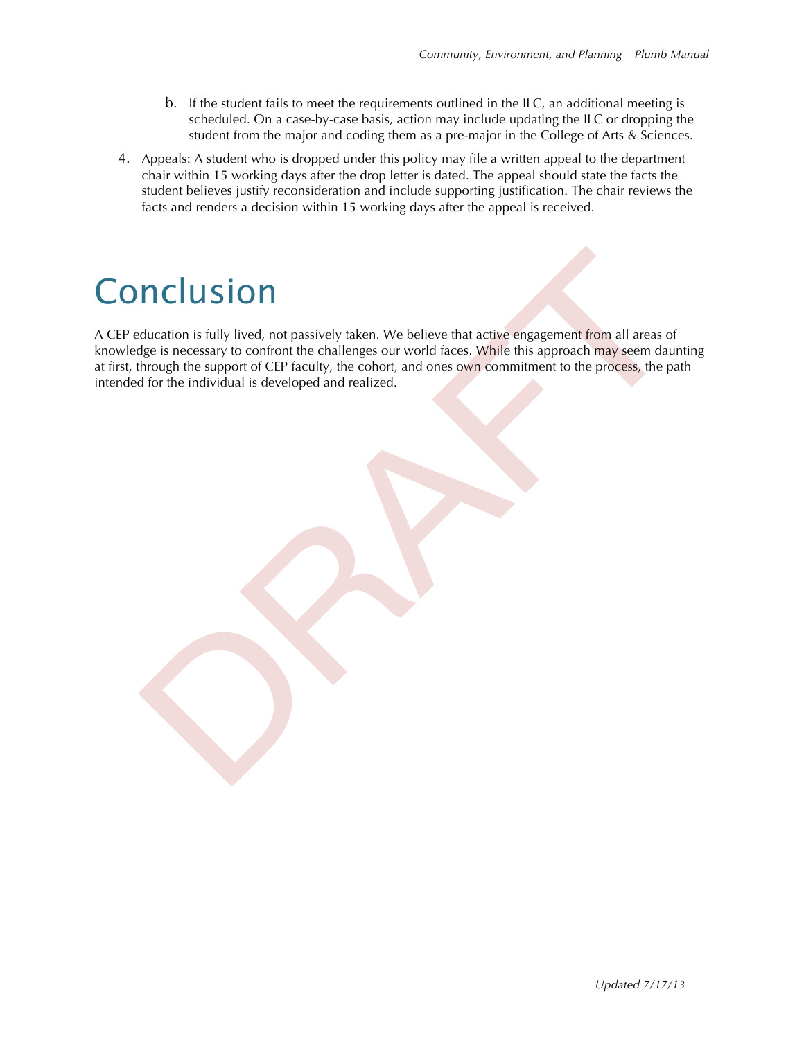b. If the student fails to meet the requirements outlined in the ILC, an additional meeting is scheduled. On a case-by-case basis, action may include updating the ILC or dropping the student from the major and coding them as a pre-major in the College of Arts & Sciences.

4. Appeals: A student who is dropped under this policy may file a written appeal to the department chair within 15 working days after the drop letter is dated. The appeal should state the facts the student believes justify reconsideration and include supporting justification. The chair reviews the facts and renders a decision within 15 working days after the appeal is received.

# Conclusion

A CEP education is fully lived, not passively taken. We believe that active engagement from all areas of knowledge is necessary to confront the challenges our world faces. While this approach may seem daunting at first, through the support of CEP faculty, the cohort, and ones own commitment to the process, the path intended for the individual is developed and realized.